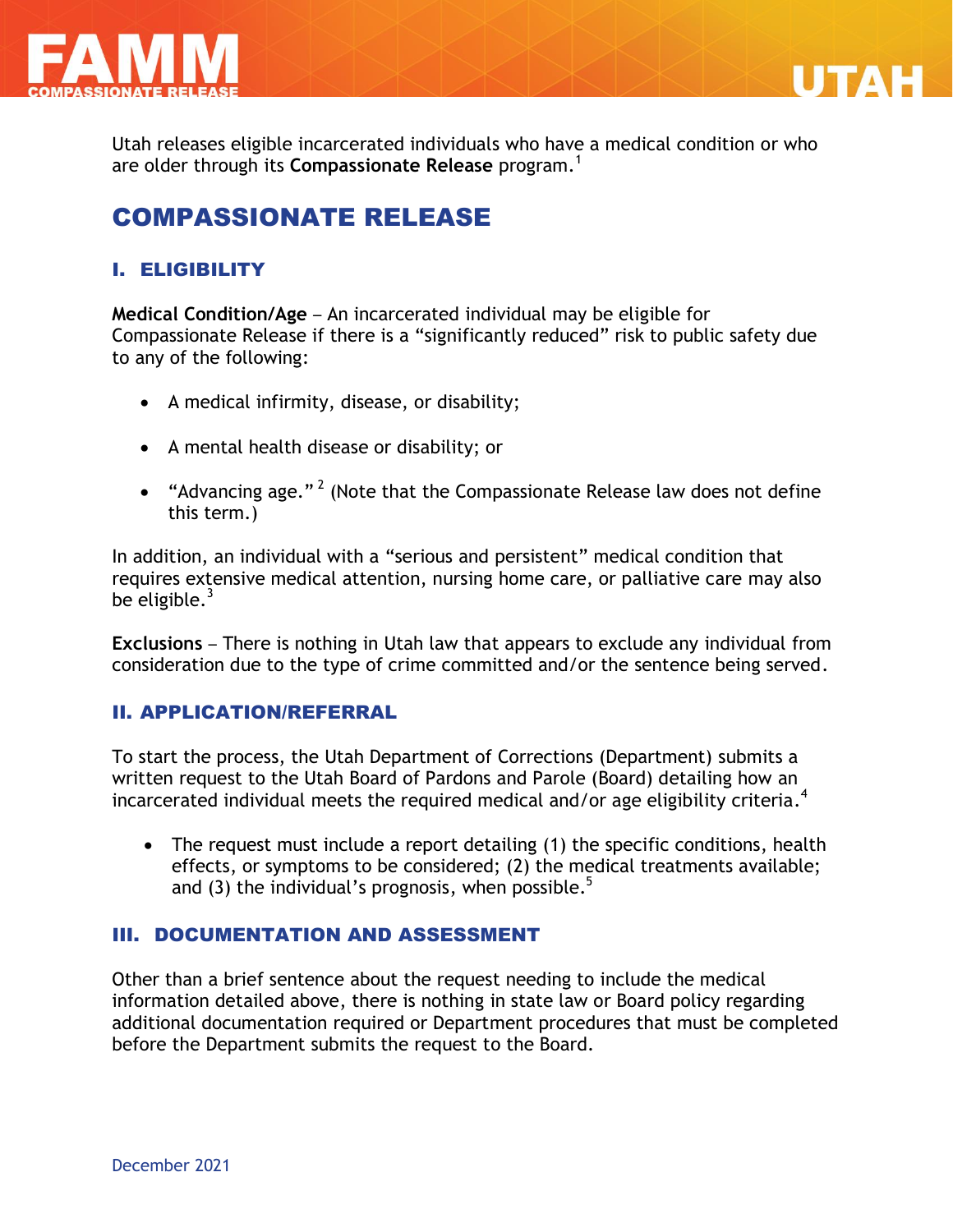Utah releases eligible incarcerated individuals who have a medical condition or who are older through its **Compassionate Release** program.[1]

# COMPASSIONATE RELEASE

## I. ELIGIBILITY

**Medical Condition/Age** – An incarcerated individual may be eligible for Compassionate Release if there is a "significantly reduced" risk to public safety due to any of the following:

- A medical infirmity, disease, or disability;
- A mental health disease or disability; or
- "Advancing age."[2] (Note that the Compassionate Release law does not define this term.)

In addition, an individual with a "serious and persistent" medical condition that requires extensive medical attention, nursing home care, or palliative care may also be eligible.[3]

**Exclusions** – There is nothing in Utah law that appears to exclude any individual from consideration due to the type of crime committed and/or the sentence being served.

## II. APPLICATION/REFERRAL

To start the process, the Utah Department of Corrections (Department) submits a written request to the Utah Board of Pardons and Parole (Board) detailing how an incarcerated individual meets the required medical and/or age eligibility criteria.[4]

- The request must include a report detailing (1) the specific conditions, health effects, or symptoms to be considered; (2) the medical treatments available; and (3) the individual's prognosis, when possible.[5]

## III. DOCUMENTATION AND ASSESSMENT

Other than a brief sentence about the request needing to include the medical information detailed above, there is nothing in state law or Board policy regarding additional documentation required or Department procedures that must be completed before the Department submits the request to the Board.

December 2021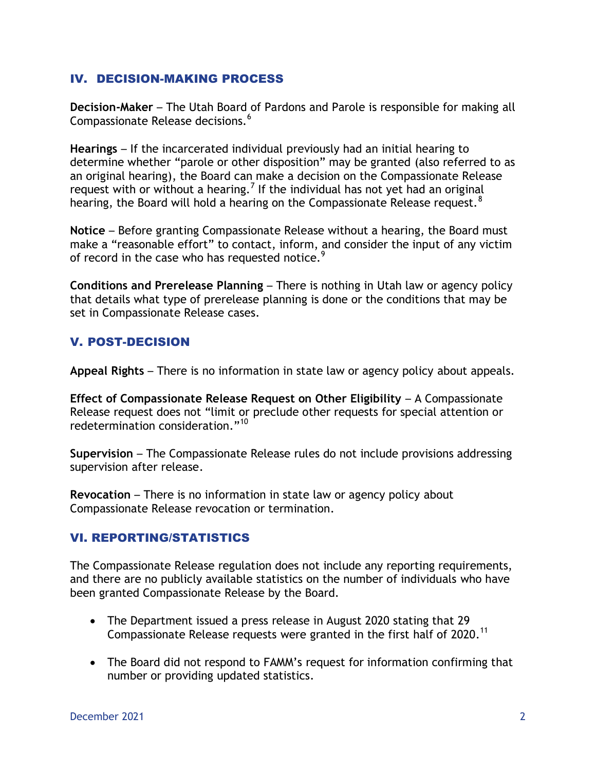## IV. DECISION-MAKING PROCESS

**Decision-Maker** – The Utah Board of Pardons and Parole is responsible for making all Compassionate Release decisions.[6]

**Hearings** – If the incarcerated individual previously had an initial hearing to determine whether "parole or other disposition" may be granted (also referred to as an original hearing), the Board can make a decision on the Compassionate Release request with or without a hearing.[7] If the individual has not yet had an original hearing, the Board will hold a hearing on the Compassionate Release request.[8]

**Notice** – Before granting Compassionate Release without a hearing, the Board must make a "reasonable effort" to contact, inform, and consider the input of any victim of record in the case who has requested notice.[9]

**Conditions and Prerelease Planning** – There is nothing in Utah law or agency policy that details what type of prerelease planning is done or the conditions that may be set in Compassionate Release cases.

## V. POST-DECISION

**Appeal Rights** – There is no information in state law or agency policy about appeals.

**Effect of Compassionate Release Request on Other Eligibility** – A Compassionate Release request does not "limit or preclude other requests for special attention or redetermination consideration."[10]

**Supervision** – The Compassionate Release rules do not include provisions addressing supervision after release.

**Revocation** – There is no information in state law or agency policy about Compassionate Release revocation or termination.

## VI. REPORTING/STATISTICS

The Compassionate Release regulation does not include any reporting requirements, and there are no publicly available statistics on the number of individuals who have been granted Compassionate Release by the Board.

- The Department issued a press release in August 2020 stating that 29 Compassionate Release requests were granted in the first half of 2020.[11]
- The Board did not respond to FAMM's request for information confirming that number or providing updated statistics.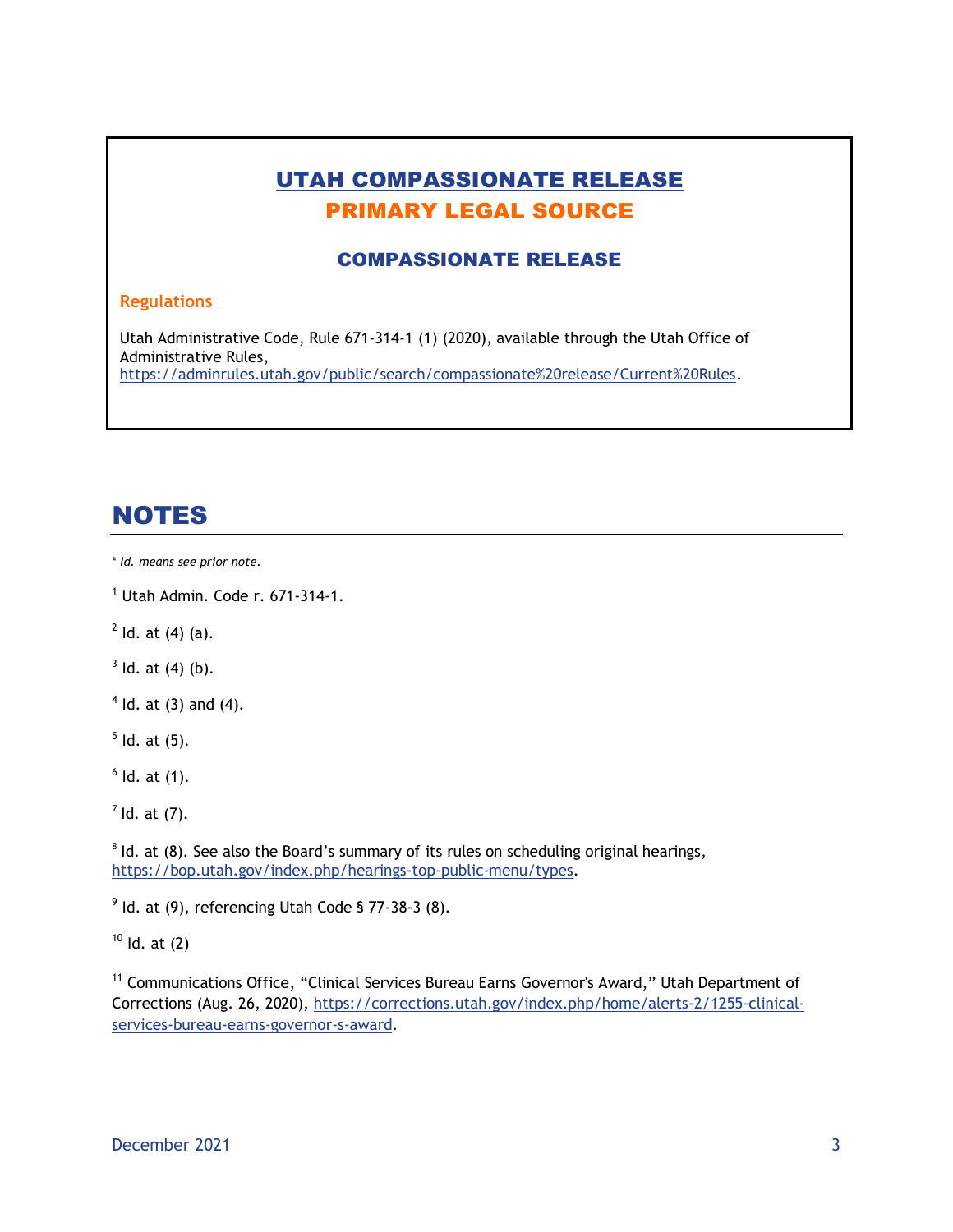# UTAH COMPASSIONATE RELEASE
# PRIMARY LEGAL SOURCE

### COMPASSIONATE RELEASE

**Regulations**

Utah Administrative Code, Rule 671-314-1 (1) (2020), available through the Utah Office of Administrative Rules, https://adminrules.utah.gov/public/search/compassionate%20release/Current%20Rules.

## NOTES

* *Id. means see prior note.*

[1] Utah Admin. Code r. 671-314-1.

[2] Id. at (4) (a).

[3] Id. at (4) (b).

[4] Id. at (3) and (4).

[5] Id. at (5).

[6] Id. at (1).

[7] Id. at (7).

[8] Id. at (8). See also the Board's summary of its rules on scheduling original hearings, https://bop.utah.gov/index.php/hearings-top-public-menu/types.

[9] Id. at (9), referencing Utah Code § 77-38-3 (8).

[10] Id. at (2)

[11] Communications Office, "Clinical Services Bureau Earns Governor's Award," Utah Department of Corrections (Aug. 26, 2020), https://corrections.utah.gov/index.php/home/alerts-2/1255-clinical-services-bureau-earns-governor-s-award.

December 2021